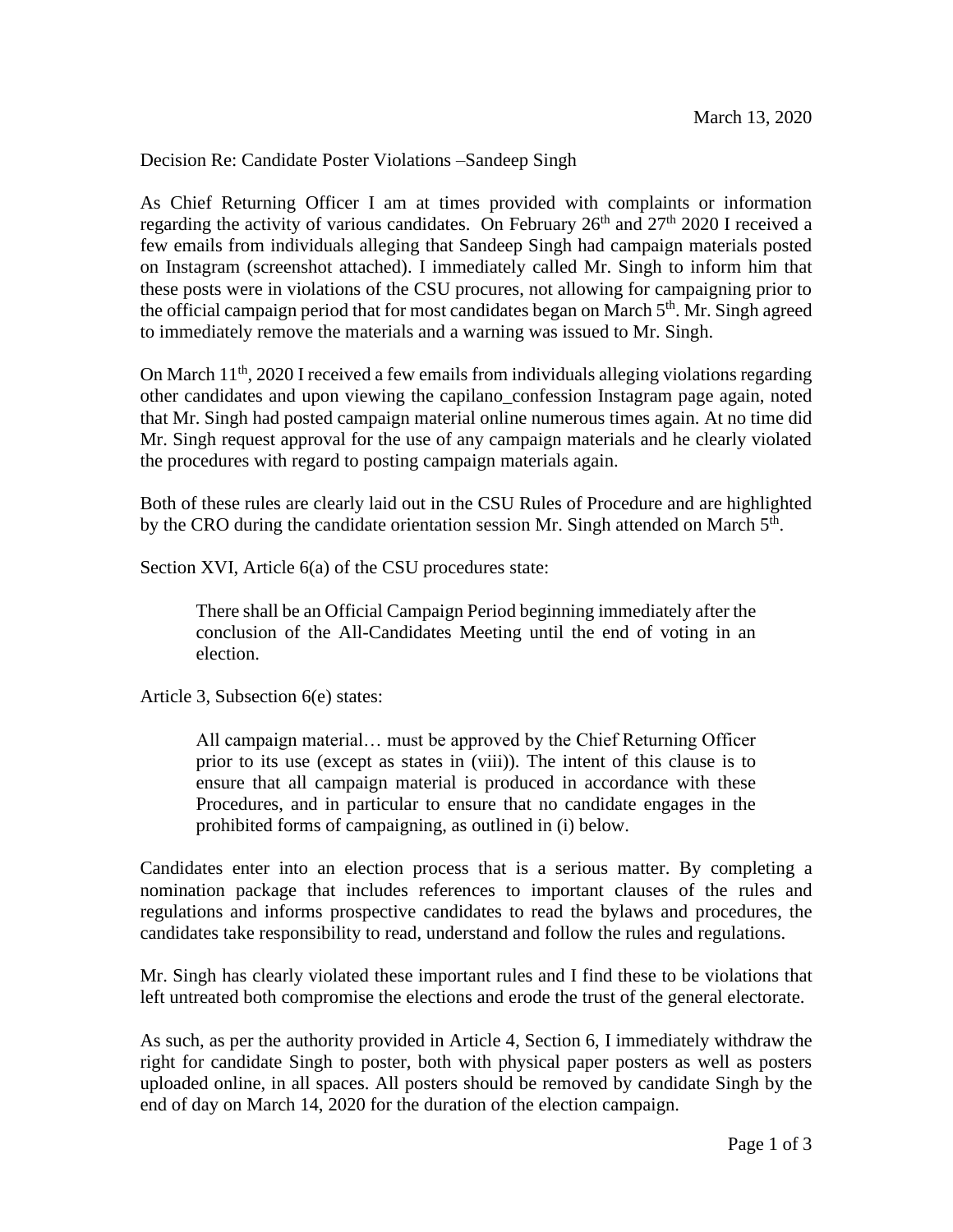March 13, 2020

Decision Re: Candidate Poster Violations –Sandeep Singh

As Chief Returning Officer I am at times provided with complaints or information regarding the activity of various candidates. On February 26th and 27th 2020 I received a few emails from individuals alleging that Sandeep Singh had campaign materials posted on Instagram (screenshot attached). I immediately called Mr. Singh to inform him that these posts were in violations of the CSU procures, not allowing for campaigning prior to the official campaign period that for most candidates began on March 5th. Mr. Singh agreed to immediately remove the materials and a warning was issued to Mr. Singh.

On March 11th, 2020 I received a few emails from individuals alleging violations regarding other candidates and upon viewing the capilano_confession Instagram page again, noted that Mr. Singh had posted campaign material online numerous times again. At no time did Mr. Singh request approval for the use of any campaign materials and he clearly violated the procedures with regard to posting campaign materials again.

Both of these rules are clearly laid out in the CSU Rules of Procedure and are highlighted by the CRO during the candidate orientation session Mr. Singh attended on March 5th.

Section XVI, Article 6(a) of the CSU procedures state:

> There shall be an Official Campaign Period beginning immediately after the conclusion of the All-Candidates Meeting until the end of voting in an election.

Article 3, Subsection 6(e) states:

> All campaign material… must be approved by the Chief Returning Officer prior to its use (except as states in (viii)). The intent of this clause is to ensure that all campaign material is produced in accordance with these Procedures, and in particular to ensure that no candidate engages in the prohibited forms of campaigning, as outlined in (i) below.

Candidates enter into an election process that is a serious matter. By completing a nomination package that includes references to important clauses of the rules and regulations and informs prospective candidates to read the bylaws and procedures, the candidates take responsibility to read, understand and follow the rules and regulations.

Mr. Singh has clearly violated these important rules and I find these to be violations that left untreated both compromise the elections and erode the trust of the general electorate.

As such, as per the authority provided in Article 4, Section 6, I immediately withdraw the right for candidate Singh to poster, both with physical paper posters as well as posters uploaded online, in all spaces. All posters should be removed by candidate Singh by the end of day on March 14, 2020 for the duration of the election campaign.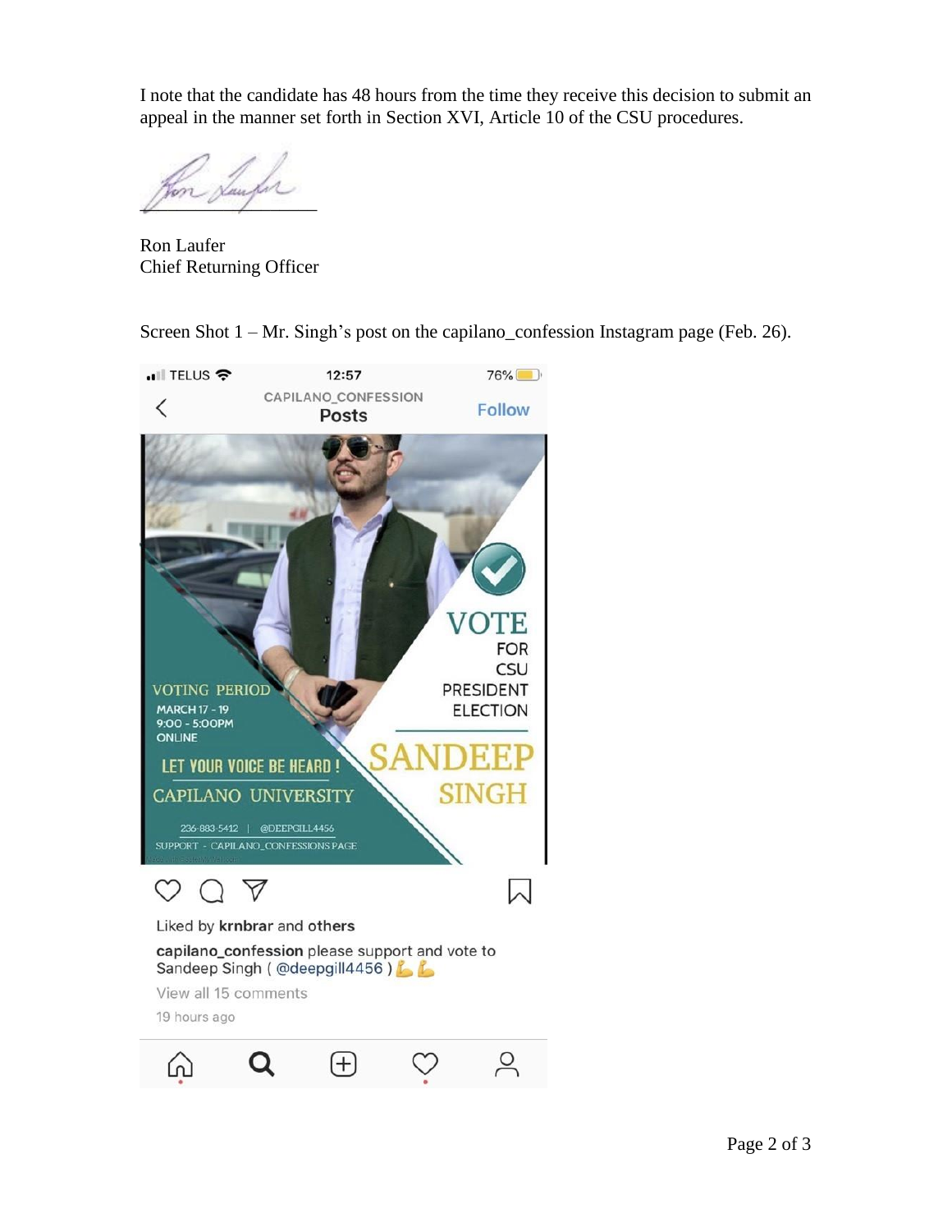I note that the candidate has 48 hours from the time they receive this decision to submit an appeal in the manner set forth in Section XVI, Article 10 of the CSU procedures.

Ron Laufer
Chief Returning Officer

Screen Shot 1 – Mr. Singh's post on the capilano_confession Instagram page (Feb. 26).

TELUS 12:57 76%

CAPILANO_CONFESSION
Posts
Follow

VOTE FOR CSU PRESIDENT ELECTION

SANDEEP SINGH

VOTING PERIOD
MARCH 17 - 19
9:00 - 5:00PM
ONLINE

LET YOUR VOICE BE HEARD !

CAPILANO UNIVERSITY

236-883-5412 | @DEEPGILL4456

SUPPORT - CAPILANO_CONFESSIONS PAGE

Liked by krnbrar and others

capilano_confession please support and vote to Sandeep Singh ( @deepgill4456 ) 💪💪

View all 15 comments

19 hours ago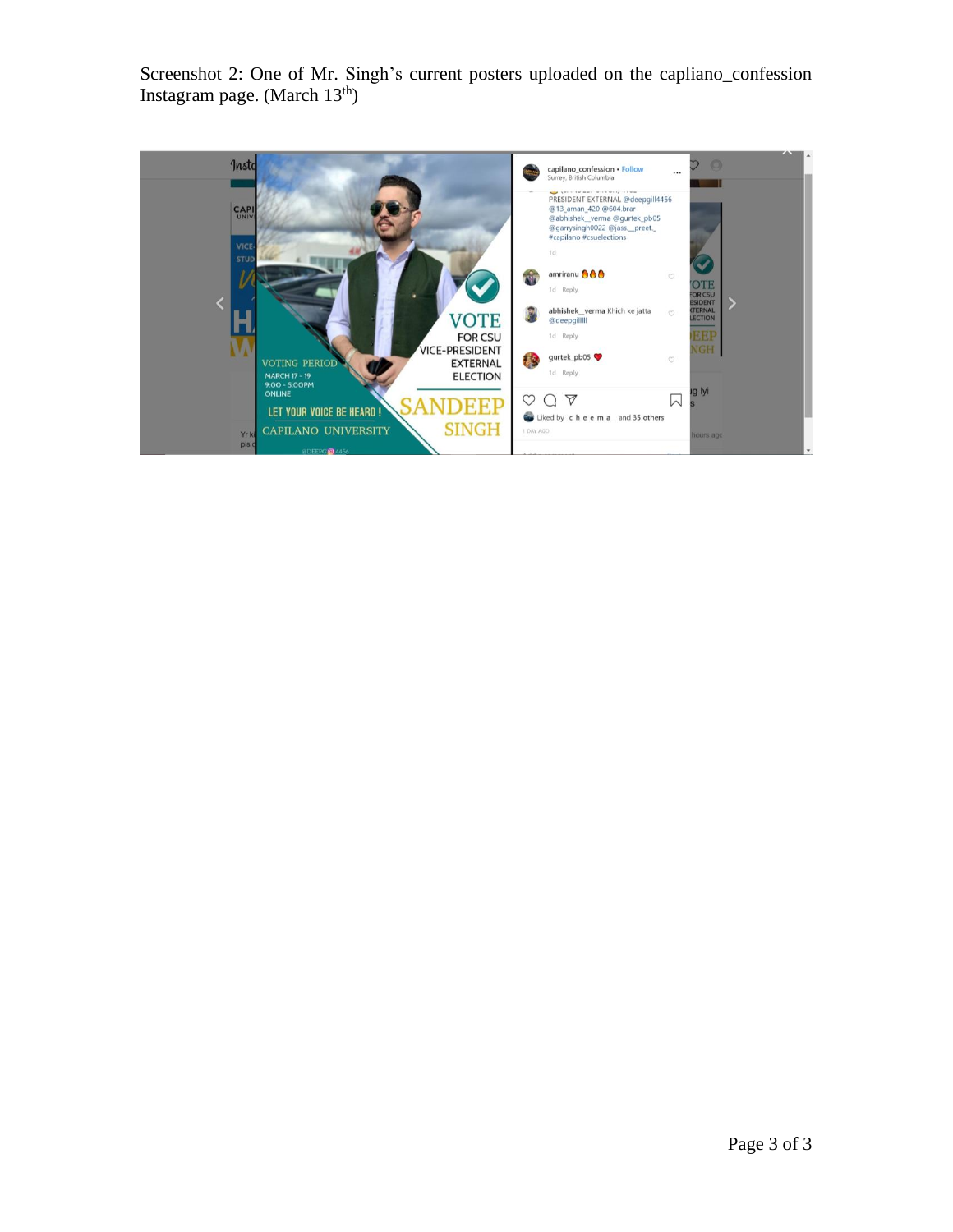Screenshot 2: One of Mr. Singh's current posters uploaded on the capliano_confession Instagram page. (March 13th)

VOTE

FOR CSU

VICE-PRESIDENT

EXTERNAL

ELECTION

SANDEEP

SINGH

VOTING PERIOD

MARCH 17 - 19

9:00 - 5:00PM

ONLINE

LET YOUR VOICE BE HEARD !

CAPILANO UNIVERSITY

capilano_confession • Follow

Surrey, British Columbia

PRESIDENT EXTERNAL @deepgill4456 @13_aman_420 @604.brar @abhishek__verma @gurtek_pb05 @garrysingh0022 @jass._.preet._ #capilano #csuelections

1d

amriranu 🔥🔥🔥

1d Reply

abhishek__verma Khich ke jatta @deepgillll

1d Reply

gurtek_pb05 ❤️

1d Reply

Liked by _c_h_e_e_m_a_ and 35 others

1 DAY AGO